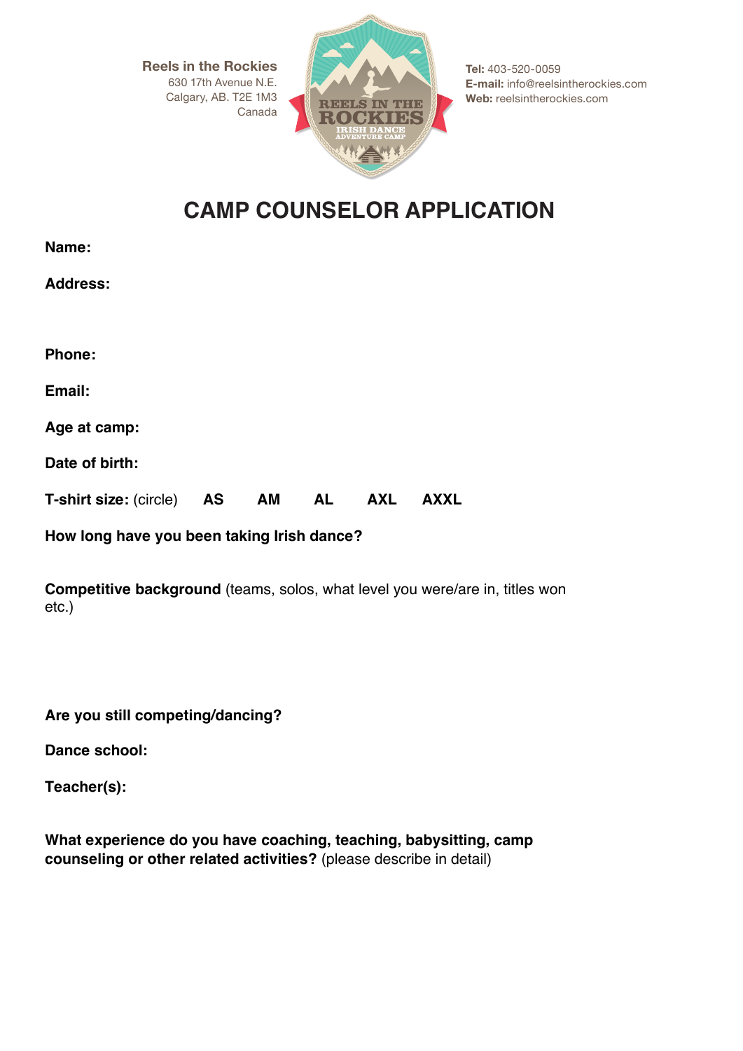**Reels in the Rockies**
630 17th Avenue N.E.
Calgary, AB. T2E 1M3
Canada

**Tel:** 403-520-0059
**E-mail:** info@reelsintherockies.com
**Web:** reelsintherockies.com

# CAMP COUNSELOR APPLICATION

**Name:**

**Address:**

**Phone:**

**Email:**

**Age at camp:**

**Date of birth:**

**T-shirt size:** (circle) **AS** **AM** **AL** **AXL** **AXXL**

**How long have you been taking Irish dance?**

**Competitive background** (teams, solos, what level you were/are in, titles won etc.)

**Are you still competing/dancing?**

**Dance school:**

**Teacher(s):**

**What experience do you have coaching, teaching, babysitting, camp counseling or other related activities?** (please describe in detail)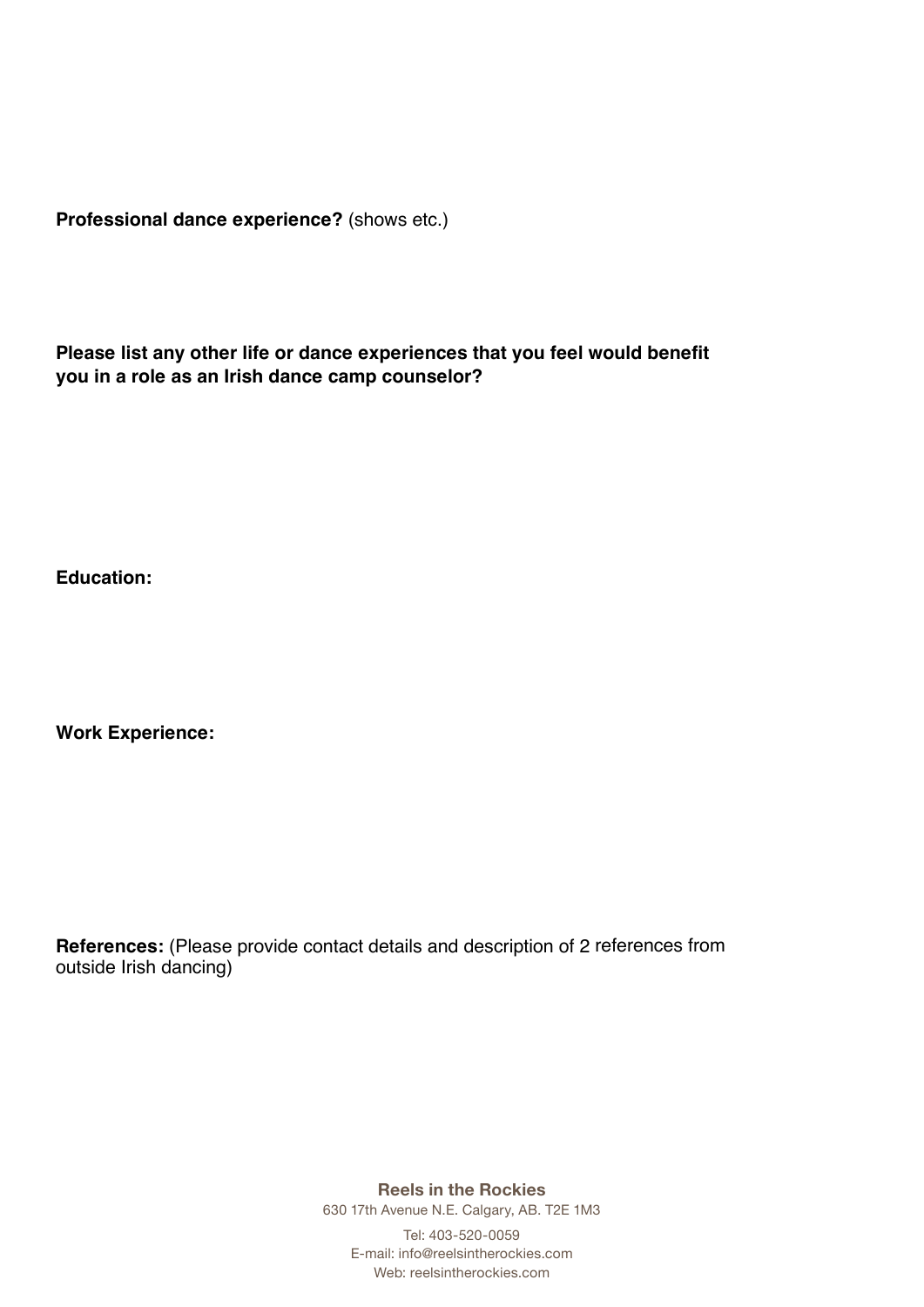**Professional dance experience?** (shows etc.)

**Please list any other life or dance experiences that you feel would benefit you in a role as an Irish dance camp counselor?**

**Education:**

**Work Experience:**

**References:** (Please provide contact details and description of 2 references from outside Irish dancing)

**Reels in the Rockies**
630 17th Avenue N.E. Calgary, AB. T2E 1M3

Tel: 403-520-0059
E-mail: info@reelsintherockies.com
Web: reelsintherockies.com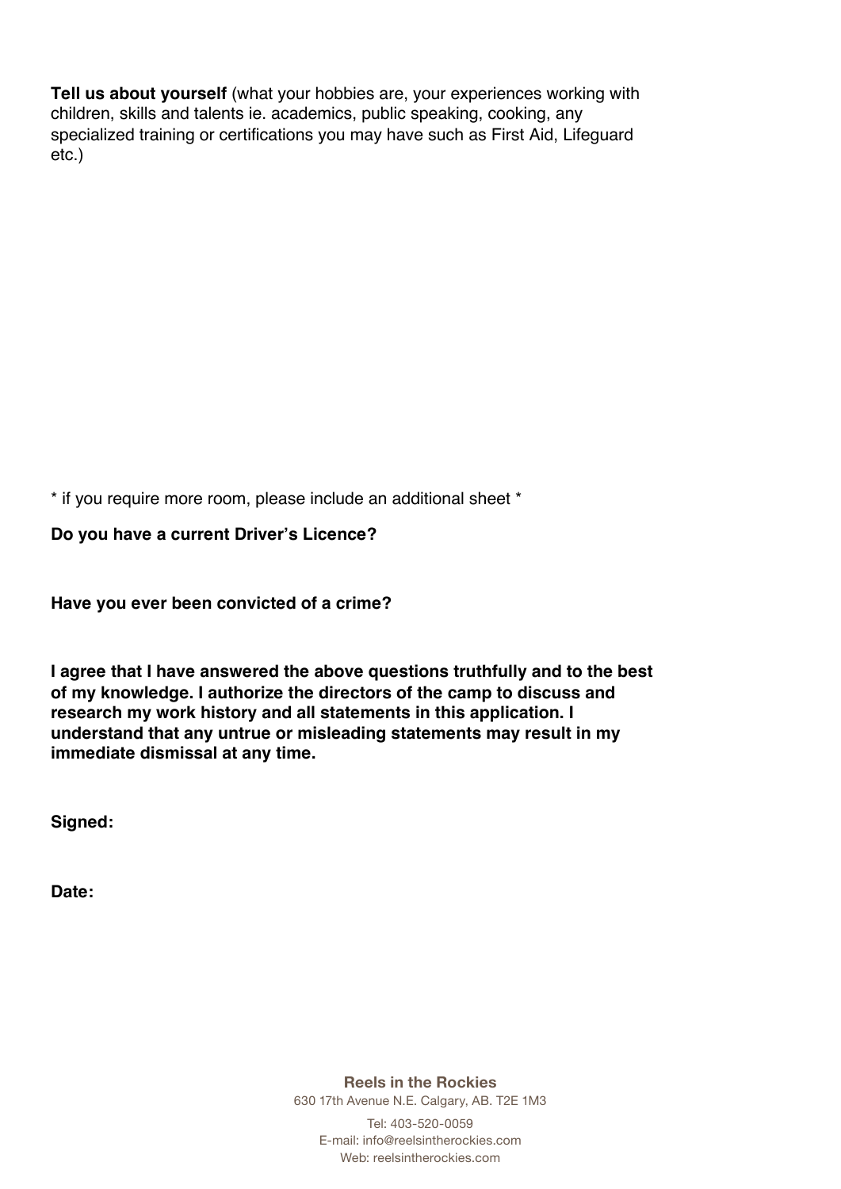**Tell us about yourself** (what your hobbies are, your experiences working with children, skills and talents ie. academics, public speaking, cooking, any specialized training or certifications you may have such as First Aid, Lifeguard etc.)

* if you require more room, please include an additional sheet *

**Do you have a current Driver's Licence?**

**Have you ever been convicted of a crime?**

**I agree that I have answered the above questions truthfully and to the best of my knowledge. I authorize the directors of the camp to discuss and research my work history and all statements in this application. I understand that any untrue or misleading statements may result in my immediate dismissal at any time.**

**Signed:**

**Date:**

**Reels in the Rockies**
630 17th Avenue N.E. Calgary, AB. T2E 1M3

Tel: 403-520-0059
E-mail: info@reelsintherockies.com
Web: reelsintherockies.com